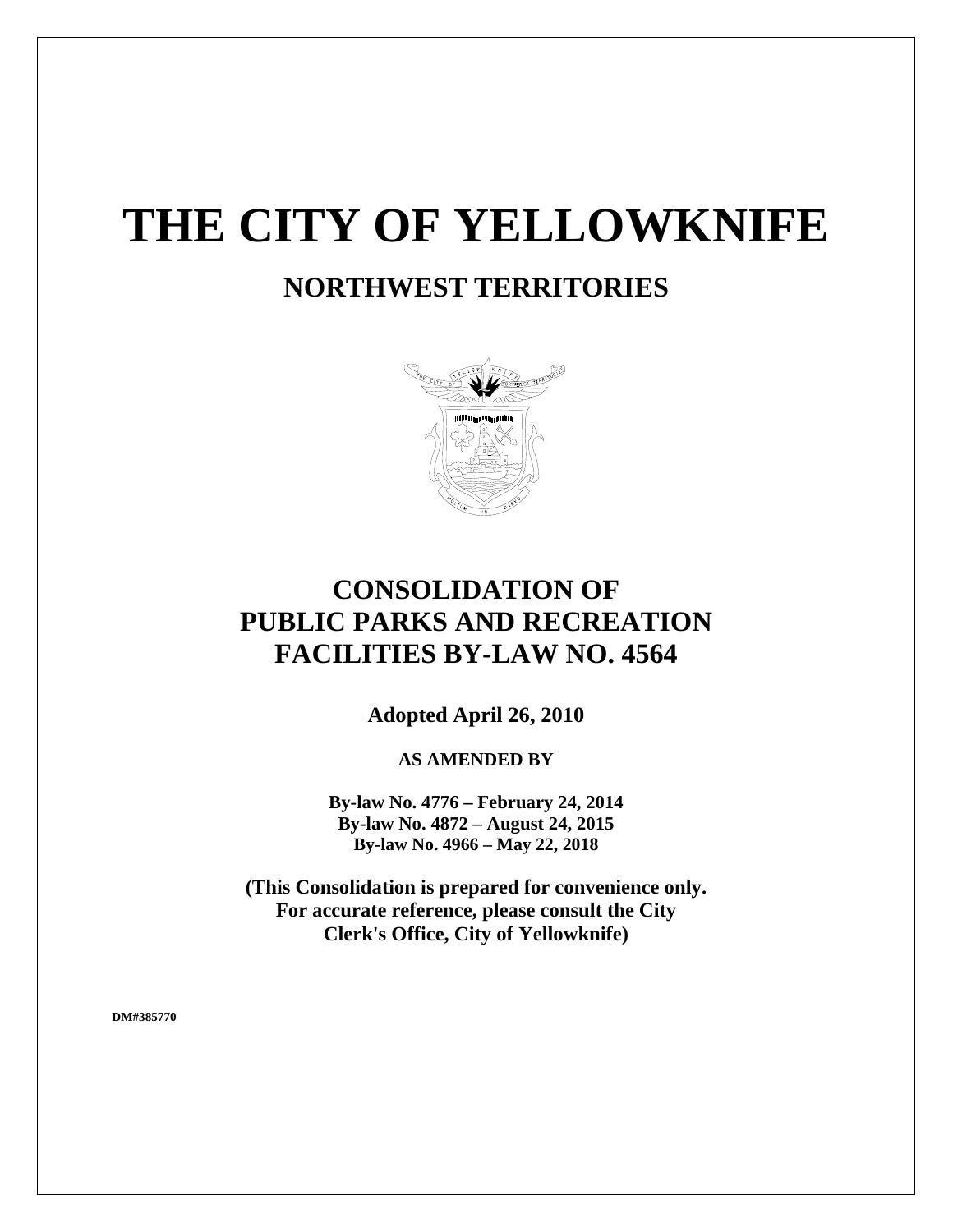# THE CITY OF YELLOWKNIFE

## NORTHWEST TERRITORIES

## CONSOLIDATION OF PUBLIC PARKS AND RECREATION FACILITIES BY-LAW NO. 4564

**Adopted April 26, 2010**

**AS AMENDED BY**

**By-law No. 4776 – February 24, 2014**
**By-law No. 4872 – August 24, 2015**
**By-law No. 4966 – May 22, 2018**

**(This Consolidation is prepared for convenience only. For accurate reference, please consult the City Clerk's Office, City of Yellowknife)**

**DM#385770**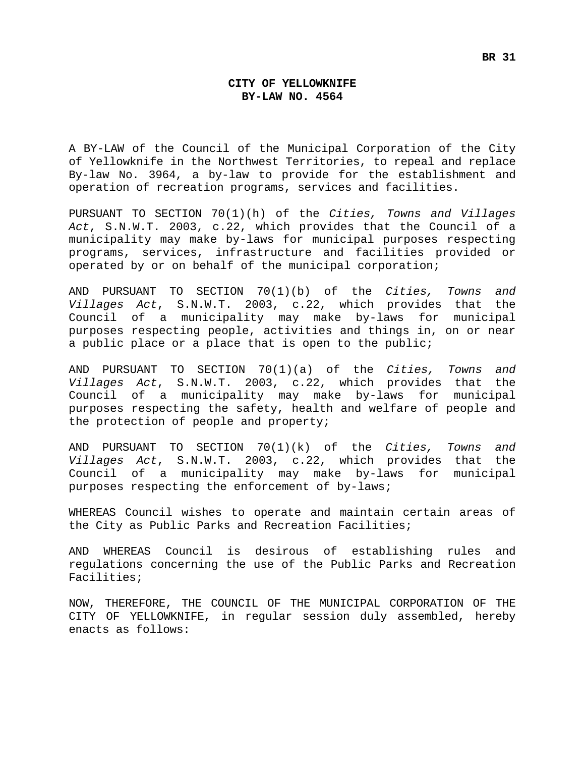**BR 31**

# CITY OF YELLOWKNIFE
## BY-LAW NO. 4564

A BY-LAW of the Council of the Municipal Corporation of the City of Yellowknife in the Northwest Territories, to repeal and replace By-law No. 3964, a by-law to provide for the establishment and operation of recreation programs, services and facilities.

PURSUANT TO SECTION 70(1)(h) of the *Cities, Towns and Villages Act*, S.N.W.T. 2003, c.22, which provides that the Council of a municipality may make by-laws for municipal purposes respecting programs, services, infrastructure and facilities provided or operated by or on behalf of the municipal corporation;

AND PURSUANT TO SECTION 70(1)(b) of the *Cities, Towns and Villages Act*, S.N.W.T. 2003, c.22, which provides that the Council of a municipality may make by-laws for municipal purposes respecting people, activities and things in, on or near a public place or a place that is open to the public;

AND PURSUANT TO SECTION 70(1)(a) of the *Cities, Towns and Villages Act*, S.N.W.T. 2003, c.22, which provides that the Council of a municipality may make by-laws for municipal purposes respecting the safety, health and welfare of people and the protection of people and property;

AND PURSUANT TO SECTION 70(1)(k) of the *Cities, Towns and Villages Act*, S.N.W.T. 2003, c.22, which provides that the Council of a municipality may make by-laws for municipal purposes respecting the enforcement of by-laws;

WHEREAS Council wishes to operate and maintain certain areas of the City as Public Parks and Recreation Facilities;

AND WHEREAS Council is desirous of establishing rules and regulations concerning the use of the Public Parks and Recreation Facilities;

NOW, THEREFORE, THE COUNCIL OF THE MUNICIPAL CORPORATION OF THE CITY OF YELLOWKNIFE, in regular session duly assembled, hereby enacts as follows: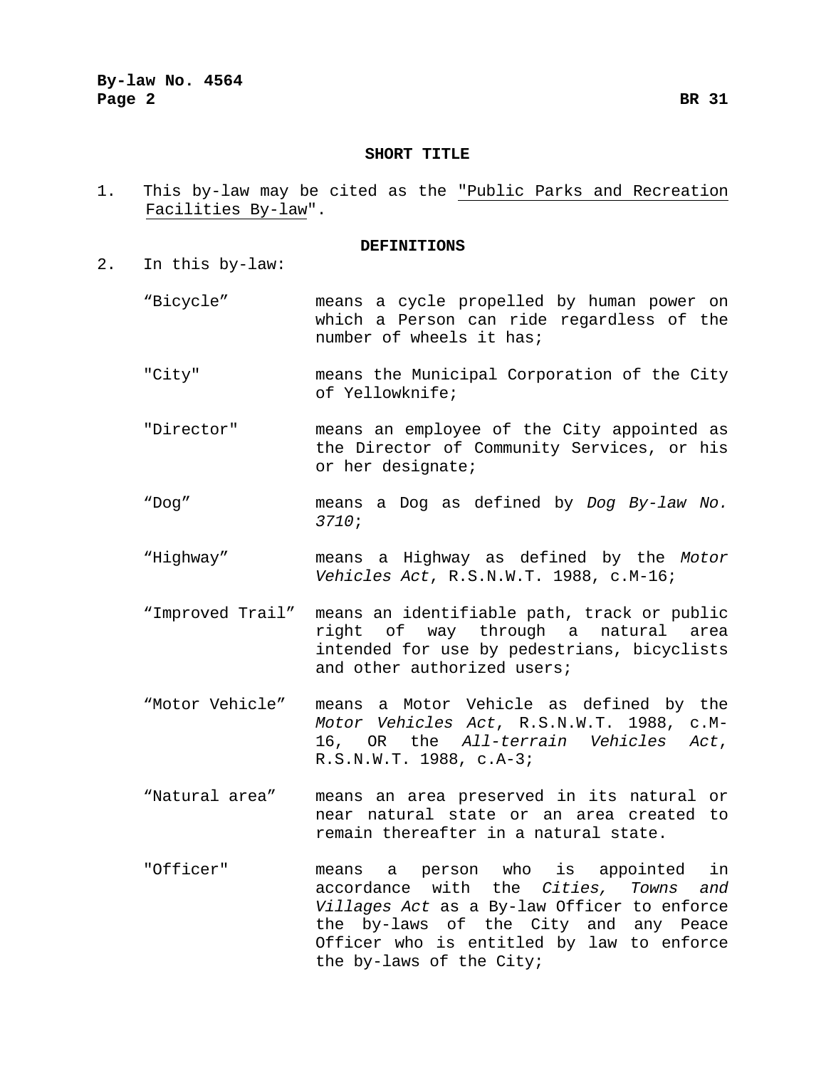## SHORT TITLE

1. This by-law may be cited as the "Public Parks and Recreation Facilities By-law".

## DEFINITIONS

2. In this by-law:

   “Bicycle” means a cycle propelled by human power on which a Person can ride regardless of the number of wheels it has;

   "City" means the Municipal Corporation of the City of Yellowknife;

   "Director" means an employee of the City appointed as the Director of Community Services, or his or her designate;

   “Dog” means a Dog as defined by *Dog By-law No. 3710*;

   “Highway” means a Highway as defined by the *Motor Vehicles Act*, R.S.N.W.T. 1988, c.M-16;

   “Improved Trail” means an identifiable path, track or public right of way through a natural area intended for use by pedestrians, bicyclists and other authorized users;

   “Motor Vehicle” means a Motor Vehicle as defined by the *Motor Vehicles Act*, R.S.N.W.T. 1988, c.M-16, OR the *All-terrain Vehicles Act*, R.S.N.W.T. 1988, c.A-3;

   “Natural area” means an area preserved in its natural or near natural state or an area created to remain thereafter in a natural state.

   "Officer" means a person who is appointed in accordance with the *Cities, Towns and Villages Act* as a By-law Officer to enforce the by-laws of the City and any Peace Officer who is entitled by law to enforce the by-laws of the City;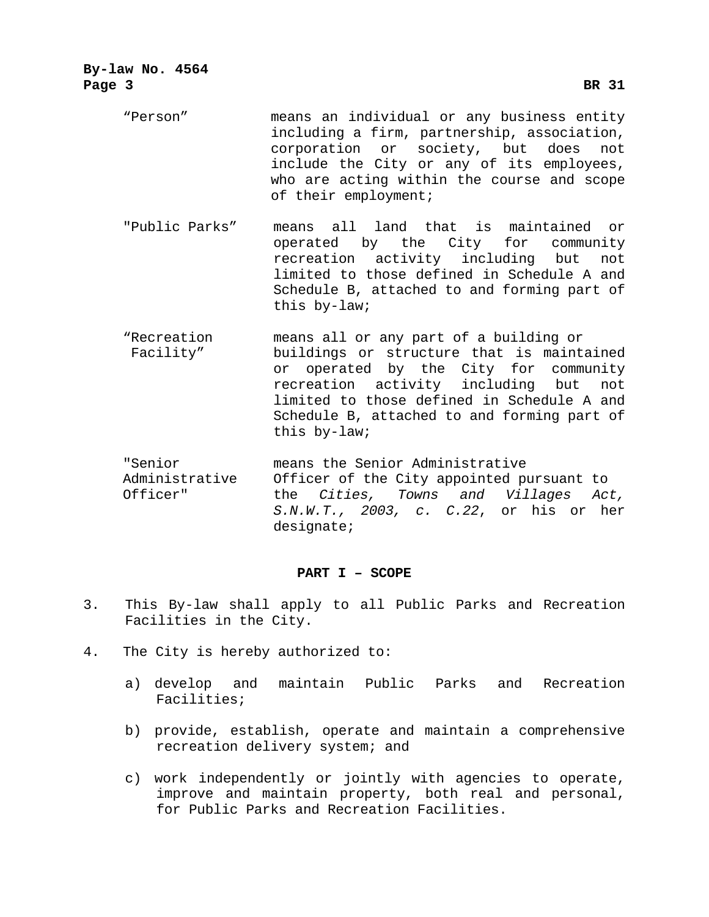“Person” means an individual or any business entity including a firm, partnership, association, corporation or society, but does not include the City or any of its employees, who are acting within the course and scope of their employment;

"Public Parks” means all land that is maintained or operated by the City for community recreation activity including but not limited to those defined in Schedule A and Schedule B, attached to and forming part of this by-law;

“Recreation Facility” means all or any part of a building or buildings or structure that is maintained or operated by the City for community recreation activity including but not limited to those defined in Schedule A and Schedule B, attached to and forming part of this by-law;

"Senior Administrative Officer" means the Senior Administrative Officer of the City appointed pursuant to the *Cities, Towns and Villages Act, S.N.W.T., 2003, c. C.22*, or his or her designate;

**PART I – SCOPE**

3. This By-law shall apply to all Public Parks and Recreation Facilities in the City.

4. The City is hereby authorized to:

   a) develop and maintain Public Parks and Recreation Facilities;

   b) provide, establish, operate and maintain a comprehensive recreation delivery system; and

   c) work independently or jointly with agencies to operate, improve and maintain property, both real and personal, for Public Parks and Recreation Facilities.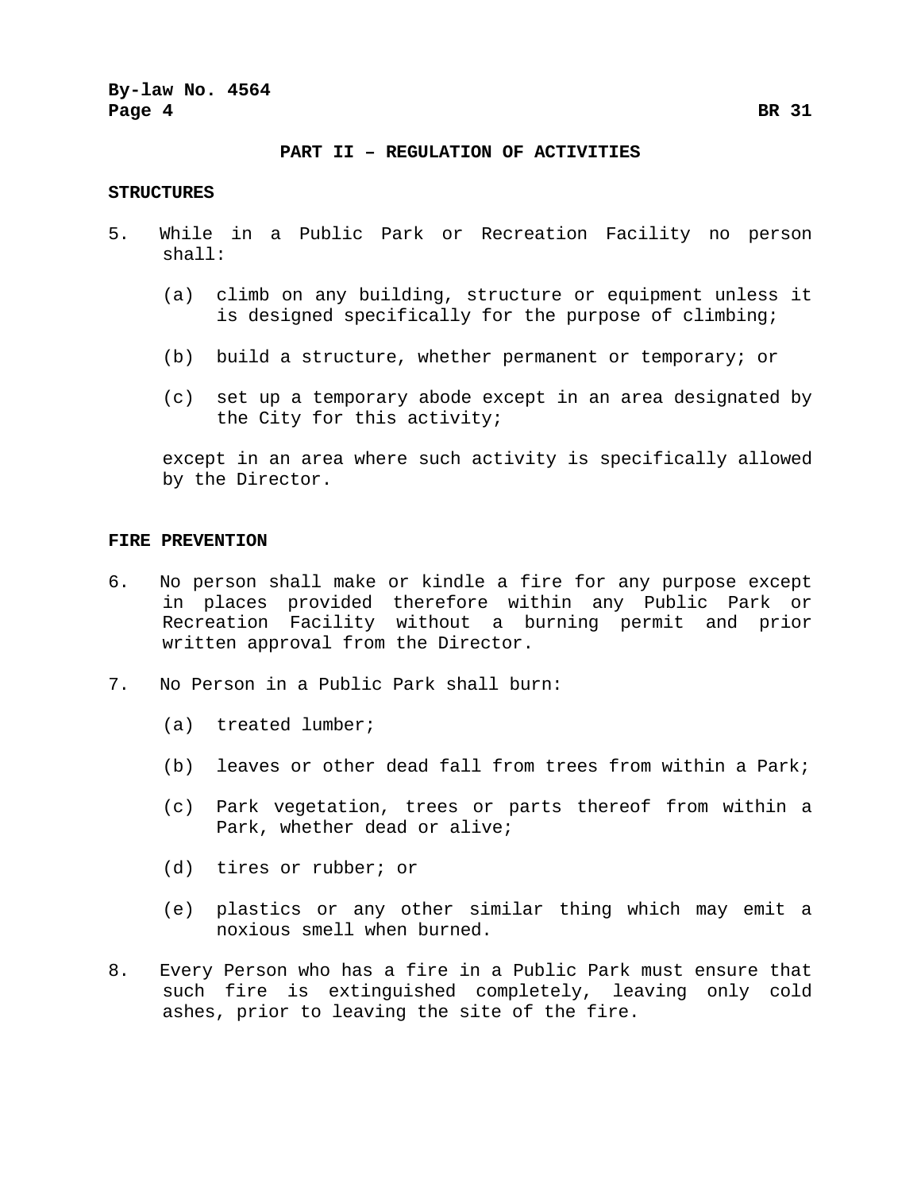## PART II – REGULATION OF ACTIVITIES

### STRUCTURES

5. While in a Public Park or Recreation Facility no person shall:

   (a) climb on any building, structure or equipment unless it is designed specifically for the purpose of climbing;

   (b) build a structure, whether permanent or temporary; or

   (c) set up a temporary abode except in an area designated by the City for this activity;

   except in an area where such activity is specifically allowed by the Director.

### FIRE PREVENTION

6. No person shall make or kindle a fire for any purpose except in places provided therefore within any Public Park or Recreation Facility without a burning permit and prior written approval from the Director.

7. No Person in a Public Park shall burn:

   (a) treated lumber;

   (b) leaves or other dead fall from trees from within a Park;

   (c) Park vegetation, trees or parts thereof from within a Park, whether dead or alive;

   (d) tires or rubber; or

   (e) plastics or any other similar thing which may emit a noxious smell when burned.

8. Every Person who has a fire in a Public Park must ensure that such fire is extinguished completely, leaving only cold ashes, prior to leaving the site of the fire.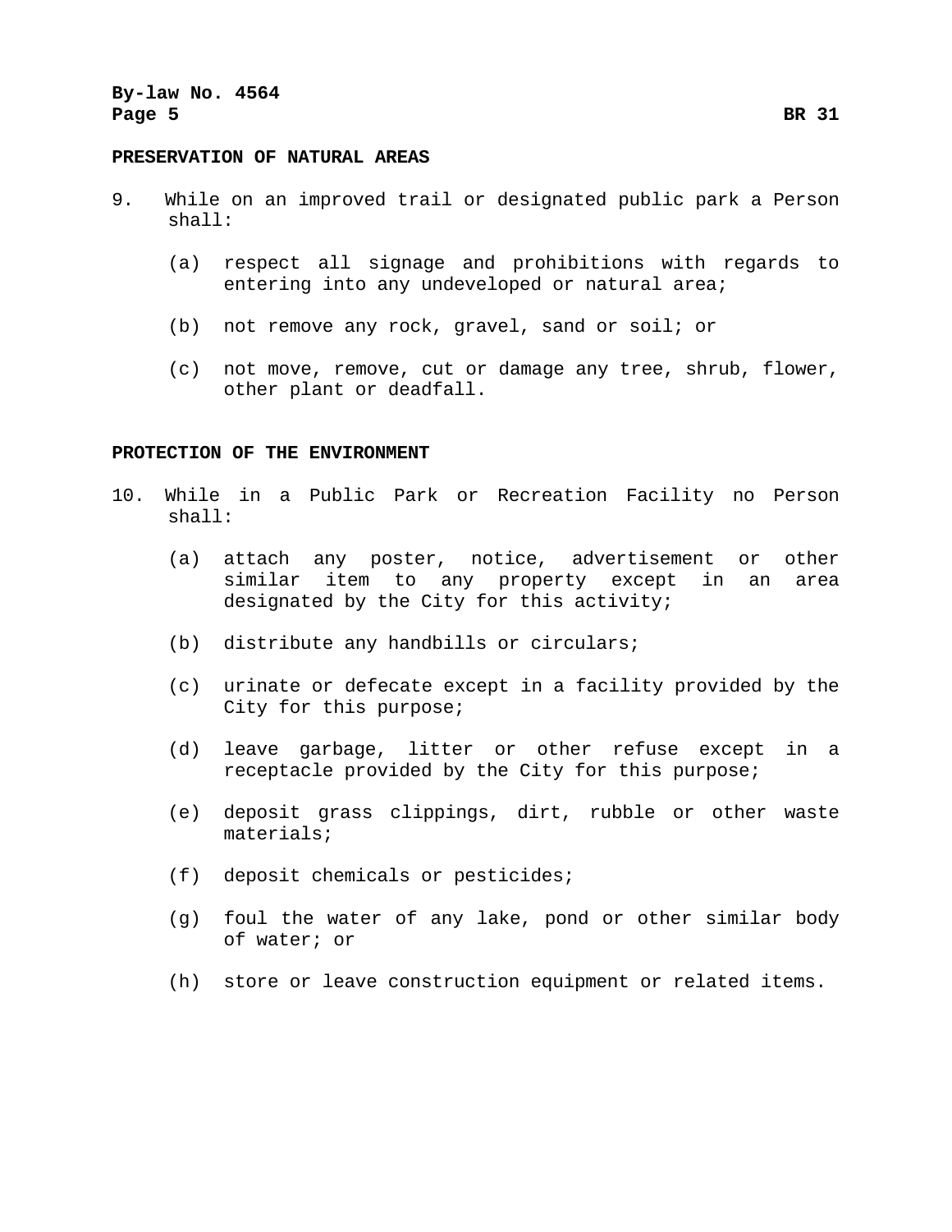**PRESERVATION OF NATURAL AREAS**

9. While on an improved trail or designated public park a Person shall:

   (a) respect all signage and prohibitions with regards to entering into any undeveloped or natural area;

   (b) not remove any rock, gravel, sand or soil; or

   (c) not move, remove, cut or damage any tree, shrub, flower, other plant or deadfall.

**PROTECTION OF THE ENVIRONMENT**

10. While in a Public Park or Recreation Facility no Person shall:

   (a) attach any poster, notice, advertisement or other similar item to any property except in an area designated by the City for this activity;

   (b) distribute any handbills or circulars;

   (c) urinate or defecate except in a facility provided by the City for this purpose;

   (d) leave garbage, litter or other refuse except in a receptacle provided by the City for this purpose;

   (e) deposit grass clippings, dirt, rubble or other waste materials;

   (f) deposit chemicals or pesticides;

   (g) foul the water of any lake, pond or other similar body of water; or

   (h) store or leave construction equipment or related items.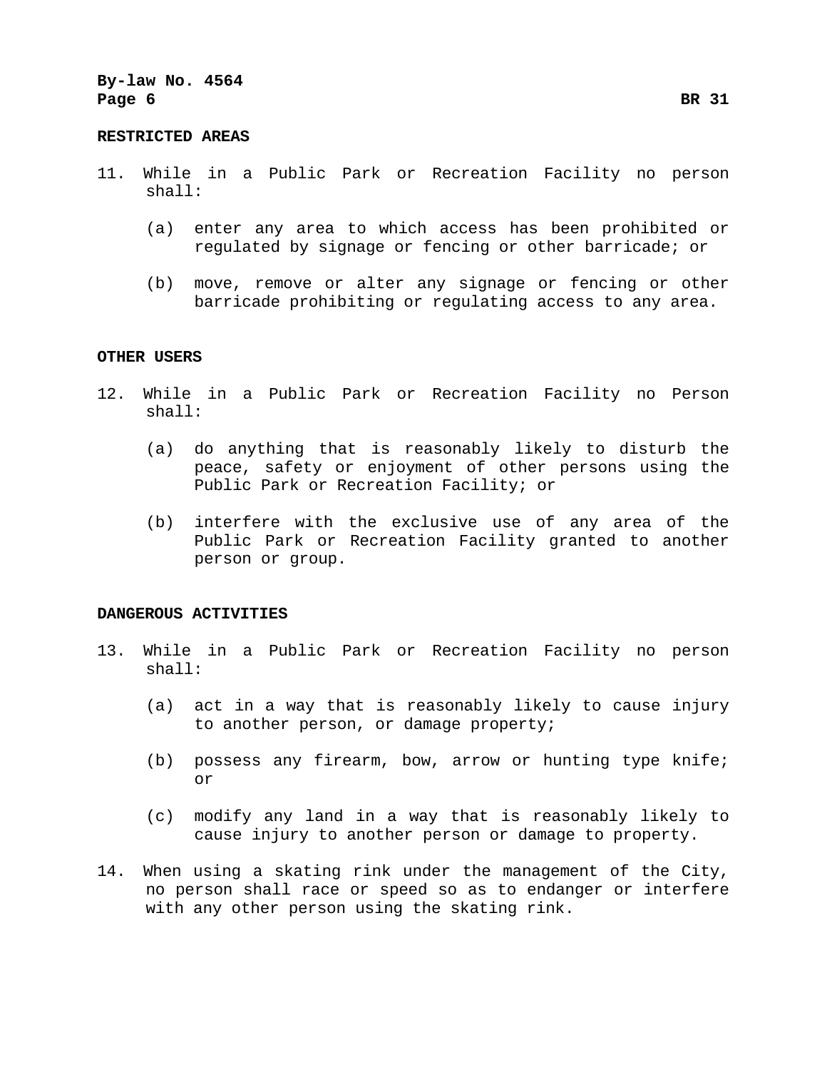**RESTRICTED AREAS**

11. While in a Public Park or Recreation Facility no person shall:

    (a) enter any area to which access has been prohibited or regulated by signage or fencing or other barricade; or

    (b) move, remove or alter any signage or fencing or other barricade prohibiting or regulating access to any area.

**OTHER USERS**

12. While in a Public Park or Recreation Facility no Person shall:

    (a) do anything that is reasonably likely to disturb the peace, safety or enjoyment of other persons using the Public Park or Recreation Facility; or

    (b) interfere with the exclusive use of any area of the Public Park or Recreation Facility granted to another person or group.

**DANGEROUS ACTIVITIES**

13. While in a Public Park or Recreation Facility no person shall:

    (a) act in a way that is reasonably likely to cause injury to another person, or damage property;

    (b) possess any firearm, bow, arrow or hunting type knife; or

    (c) modify any land in a way that is reasonably likely to cause injury to another person or damage to property.

14. When using a skating rink under the management of the City, no person shall race or speed so as to endanger or interfere with any other person using the skating rink.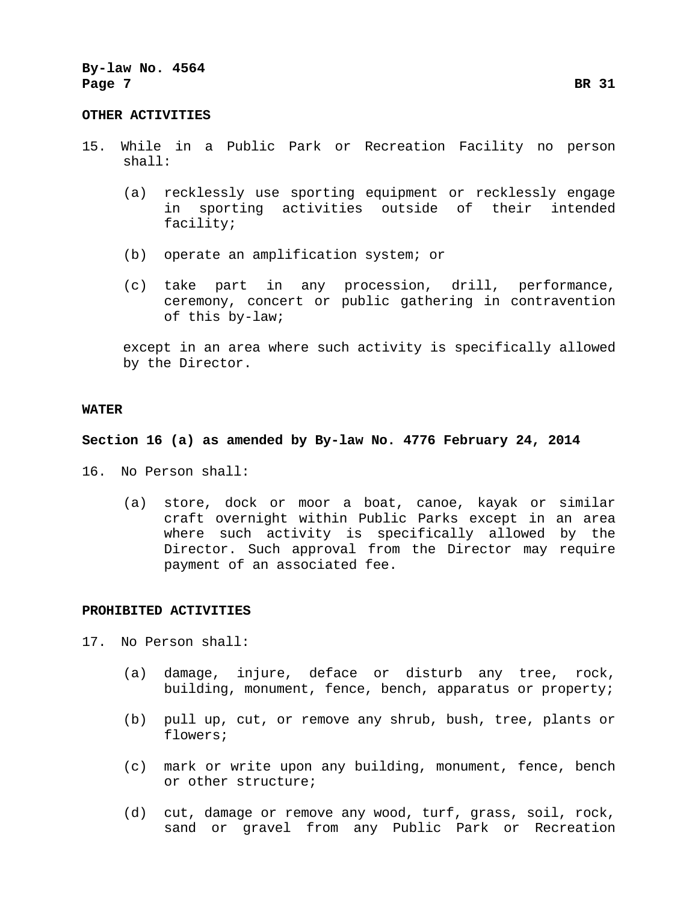## OTHER ACTIVITIES

15. While in a Public Park or Recreation Facility no person shall:

    (a) recklessly use sporting equipment or recklessly engage in sporting activities outside of their intended facility;

    (b) operate an amplification system; or

    (c) take part in any procession, drill, performance, ceremony, concert or public gathering in contravention of this by-law;

    except in an area where such activity is specifically allowed by the Director.

## WATER

**Section 16 (a) as amended by By-law No. 4776 February 24, 2014**

16. No Person shall:

    (a) store, dock or moor a boat, canoe, kayak or similar craft overnight within Public Parks except in an area where such activity is specifically allowed by the Director. Such approval from the Director may require payment of an associated fee.

## PROHIBITED ACTIVITIES

17. No Person shall:

    (a) damage, injure, deface or disturb any tree, rock, building, monument, fence, bench, apparatus or property;

    (b) pull up, cut, or remove any shrub, bush, tree, plants or flowers;

    (c) mark or write upon any building, monument, fence, bench or other structure;

    (d) cut, damage or remove any wood, turf, grass, soil, rock, sand or gravel from any Public Park or Recreation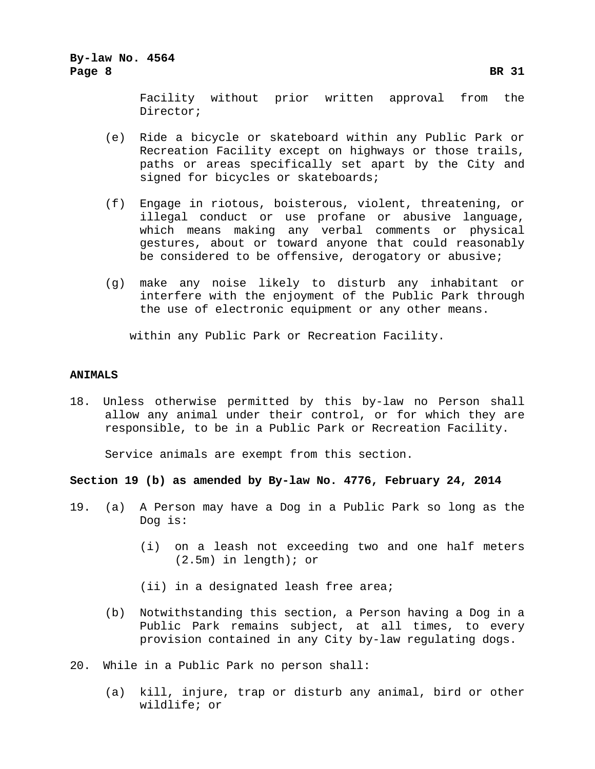Facility without prior written approval from the Director;

(e) Ride a bicycle or skateboard within any Public Park or Recreation Facility except on highways or those trails, paths or areas specifically set apart by the City and signed for bicycles or skateboards;

(f) Engage in riotous, boisterous, violent, threatening, or illegal conduct or use profane or abusive language, which means making any verbal comments or physical gestures, about or toward anyone that could reasonably be considered to be offensive, derogatory or abusive;

(g) make any noise likely to disturb any inhabitant or interfere with the enjoyment of the Public Park through the use of electronic equipment or any other means.

within any Public Park or Recreation Facility.

**ANIMALS**

18. Unless otherwise permitted by this by-law no Person shall allow any animal under their control, or for which they are responsible, to be in a Public Park or Recreation Facility.

    Service animals are exempt from this section.

**Section 19 (b) as amended by By-law No. 4776, February 24, 2014**

19. (a) A Person may have a Dog in a Public Park so long as the Dog is:

    (i) on a leash not exceeding two and one half meters (2.5m) in length); or

    (ii) in a designated leash free area;

    (b) Notwithstanding this section, a Person having a Dog in a Public Park remains subject, at all times, to every provision contained in any City by-law regulating dogs.

20. While in a Public Park no person shall:

    (a) kill, injure, trap or disturb any animal, bird or other wildlife; or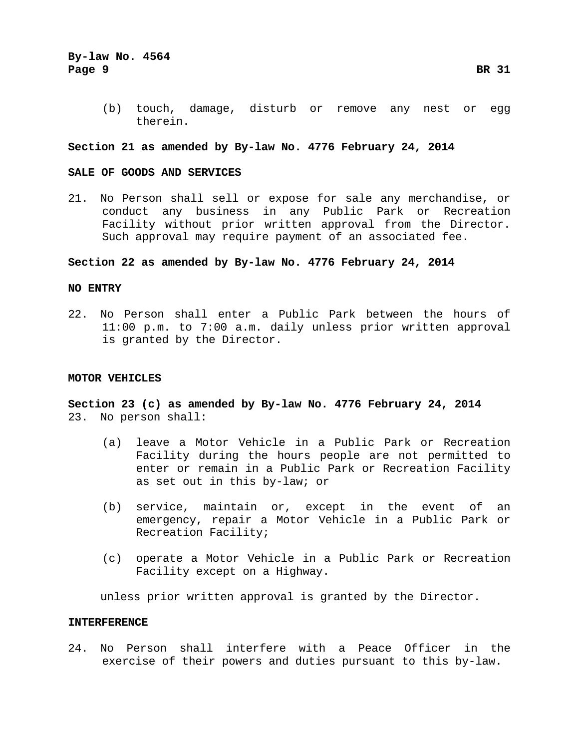(b) touch, damage, disturb or remove any nest or egg therein.

**Section 21 as amended by By-law No. 4776 February 24, 2014**

**SALE OF GOODS AND SERVICES**

21. No Person shall sell or expose for sale any merchandise, or conduct any business in any Public Park or Recreation Facility without prior written approval from the Director. Such approval may require payment of an associated fee.

**Section 22 as amended by By-law No. 4776 February 24, 2014**

**NO ENTRY**

22. No Person shall enter a Public Park between the hours of 11:00 p.m. to 7:00 a.m. daily unless prior written approval is granted by the Director.

**MOTOR VEHICLES**

**Section 23 (c) as amended by By-law No. 4776 February 24, 2014**

23. No person shall:

(a) leave a Motor Vehicle in a Public Park or Recreation Facility during the hours people are not permitted to enter or remain in a Public Park or Recreation Facility as set out in this by-law; or

(b) service, maintain or, except in the event of an emergency, repair a Motor Vehicle in a Public Park or Recreation Facility;

(c) operate a Motor Vehicle in a Public Park or Recreation Facility except on a Highway.

unless prior written approval is granted by the Director.

**INTERFERENCE**

24. No Person shall interfere with a Peace Officer in the exercise of their powers and duties pursuant to this by-law.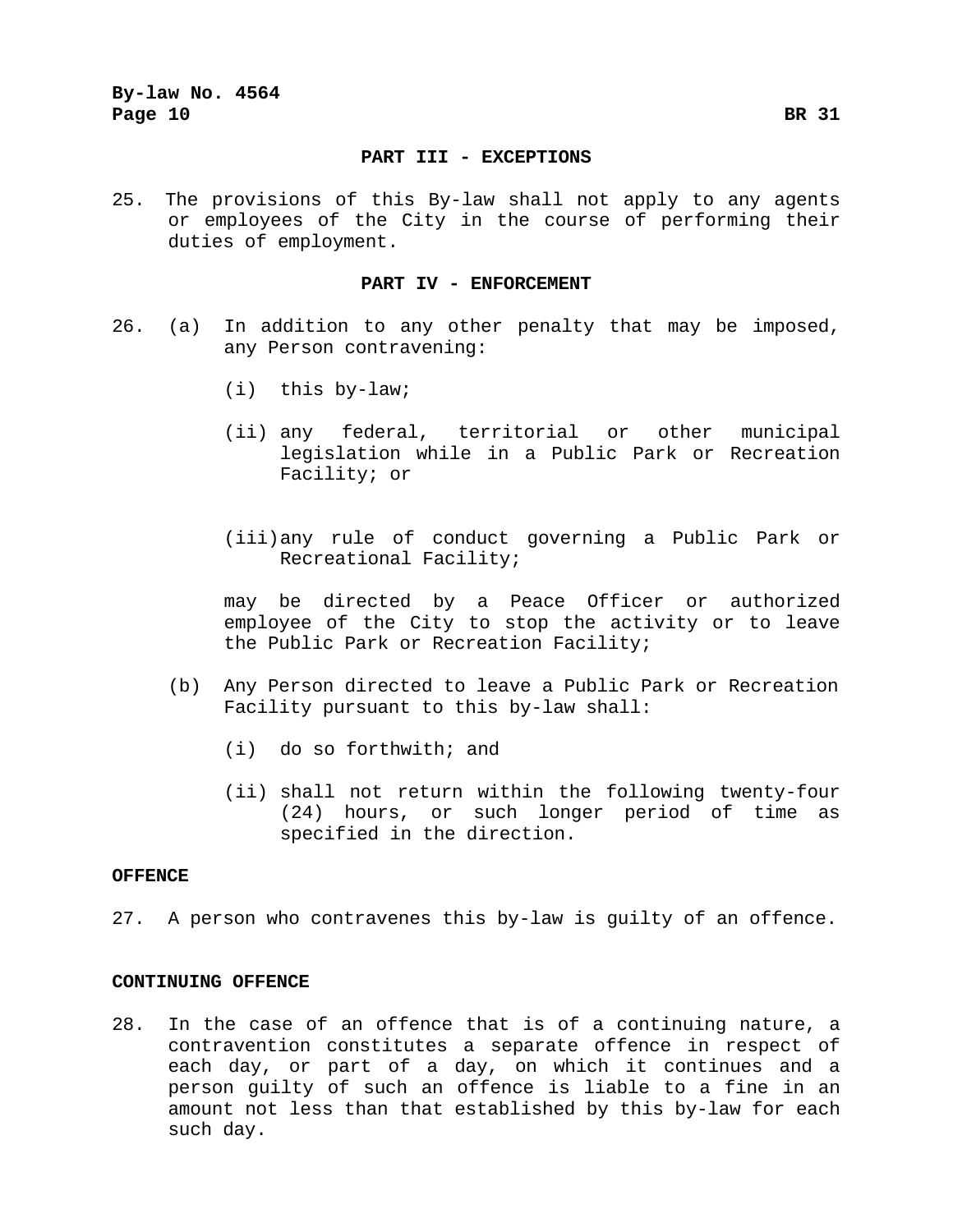## PART III - EXCEPTIONS

25. The provisions of this By-law shall not apply to any agents or employees of the City in the course of performing their duties of employment.

## PART IV - ENFORCEMENT

26. (a) In addition to any other penalty that may be imposed, any Person contravening:

    (i) this by-law;

    (ii) any federal, territorial or other municipal legislation while in a Public Park or Recreation Facility; or

    (iii) any rule of conduct governing a Public Park or Recreational Facility;

    may be directed by a Peace Officer or authorized employee of the City to stop the activity or to leave the Public Park or Recreation Facility;

    (b) Any Person directed to leave a Public Park or Recreation Facility pursuant to this by-law shall:

    (i) do so forthwith; and

    (ii) shall not return within the following twenty-four (24) hours, or such longer period of time as specified in the direction.

**OFFENCE**

27. A person who contravenes this by-law is guilty of an offence.

**CONTINUING OFFENCE**

28. In the case of an offence that is of a continuing nature, a contravention constitutes a separate offence in respect of each day, or part of a day, on which it continues and a person guilty of such an offence is liable to a fine in an amount not less than that established by this by-law for each such day.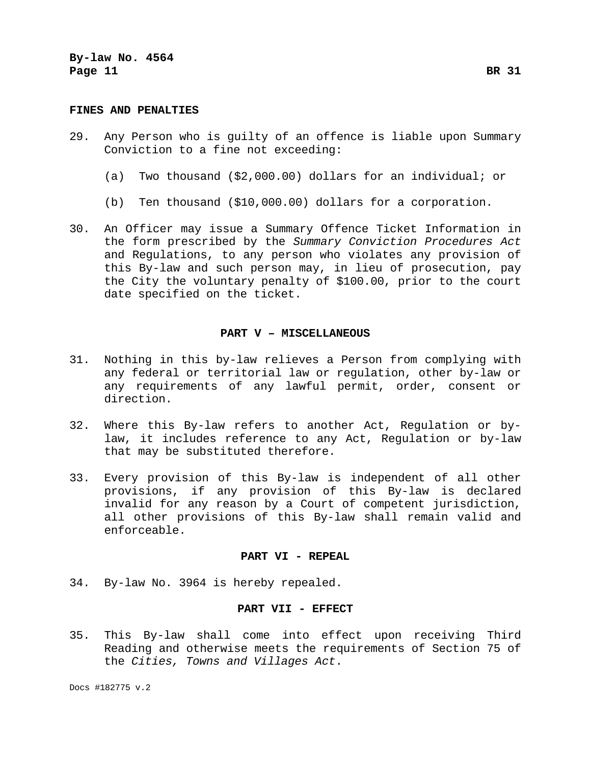**FINES AND PENALTIES**

29. Any Person who is guilty of an offence is liable upon Summary Conviction to a fine not exceeding:

    (a) Two thousand ($2,000.00) dollars for an individual; or

    (b) Ten thousand ($10,000.00) dollars for a corporation.

30. An Officer may issue a Summary Offence Ticket Information in the form prescribed by the *Summary Conviction Procedures Act* and Regulations, to any person who violates any provision of this By-law and such person may, in lieu of prosecution, pay the City the voluntary penalty of $100.00, prior to the court date specified on the ticket.

## PART V – MISCELLANEOUS

31. Nothing in this by-law relieves a Person from complying with any federal or territorial law or regulation, other by-law or any requirements of any lawful permit, order, consent or direction.

32. Where this By-law refers to another Act, Regulation or by-law, it includes reference to any Act, Regulation or by-law that may be substituted therefore.

33. Every provision of this By-law is independent of all other provisions, if any provision of this By-law is declared invalid for any reason by a Court of competent jurisdiction, all other provisions of this By-law shall remain valid and enforceable.

## PART VI - REPEAL

34. By-law No. 3964 is hereby repealed.

## PART VII - EFFECT

35. This By-law shall come into effect upon receiving Third Reading and otherwise meets the requirements of Section 75 of the *Cities, Towns and Villages Act*.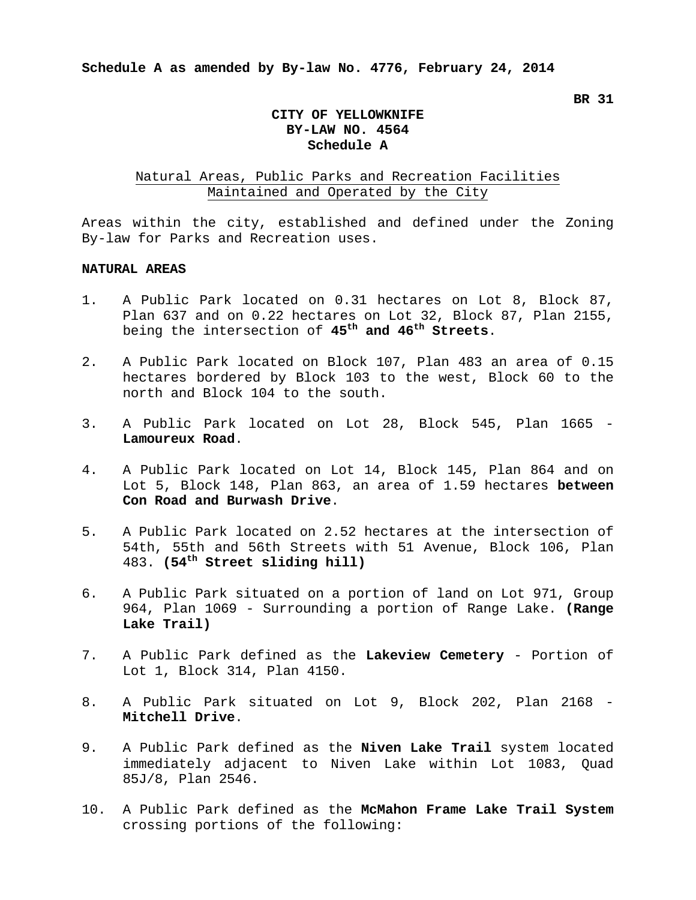**Schedule A as amended by By-law No. 4776, February 24, 2014**

**BR 31**

# CITY OF YELLOWKNIFE
# BY-LAW NO. 4564
# Schedule A

## Natural Areas, Public Parks and Recreation Facilities Maintained and Operated by the City

Areas within the city, established and defined under the Zoning By-law for Parks and Recreation uses.

### NATURAL AREAS

1. A Public Park located on 0.31 hectares on Lot 8, Block 87, Plan 637 and on 0.22 hectares on Lot 32, Block 87, Plan 2155, being the intersection of **45th and 46th Streets**.

2. A Public Park located on Block 107, Plan 483 an area of 0.15 hectares bordered by Block 103 to the west, Block 60 to the north and Block 104 to the south.

3. A Public Park located on Lot 28, Block 545, Plan 1665 - **Lamoureux Road**.

4. A Public Park located on Lot 14, Block 145, Plan 864 and on Lot 5, Block 148, Plan 863, an area of 1.59 hectares **between Con Road and Burwash Drive**.

5. A Public Park located on 2.52 hectares at the intersection of 54th, 55th and 56th Streets with 51 Avenue, Block 106, Plan 483. **(54th Street sliding hill)**

6. A Public Park situated on a portion of land on Lot 971, Group 964, Plan 1069 - Surrounding a portion of Range Lake. **(Range Lake Trail)**

7. A Public Park defined as the **Lakeview Cemetery** - Portion of Lot 1, Block 314, Plan 4150.

8. A Public Park situated on Lot 9, Block 202, Plan 2168 - **Mitchell Drive**.

9. A Public Park defined as the **Niven Lake Trail** system located immediately adjacent to Niven Lake within Lot 1083, Quad 85J/8, Plan 2546.

10. A Public Park defined as the **McMahon Frame Lake Trail System** crossing portions of the following: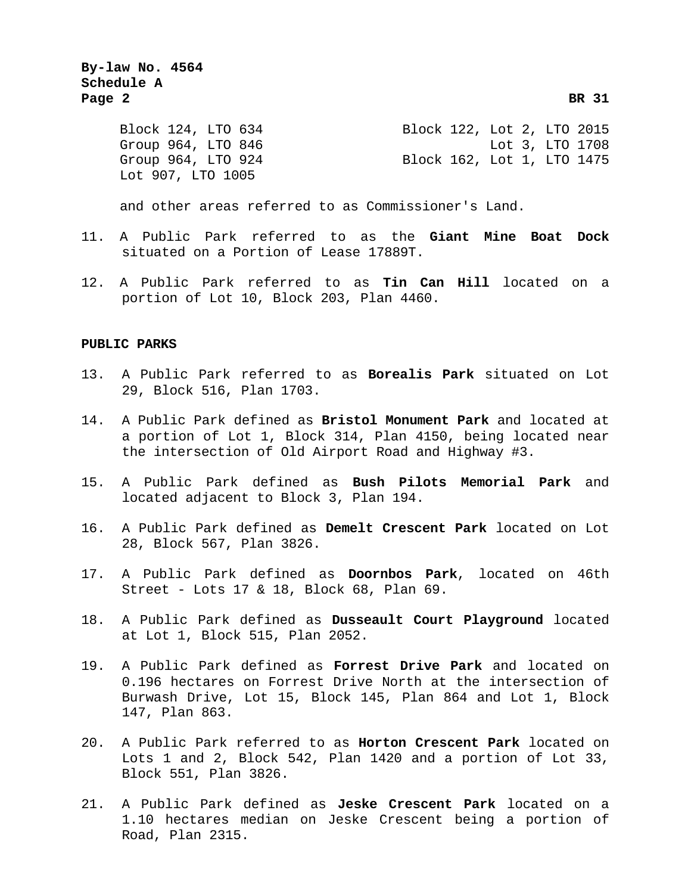Block 124, LTO 634
Group 964, LTO 846
Group 964, LTO 924
Lot 907, LTO 1005
Block 122, Lot 2, LTO 2015
Lot 3, LTO 1708
Block 162, Lot 1, LTO 1475

and other areas referred to as Commissioner's Land.

11. A Public Park referred to as the **Giant Mine Boat Dock** situated on a Portion of Lease 17889T.

12. A Public Park referred to as **Tin Can Hill** located on a portion of Lot 10, Block 203, Plan 4460.

**PUBLIC PARKS**

13. A Public Park referred to as **Borealis Park** situated on Lot 29, Block 516, Plan 1703.

14. A Public Park defined as **Bristol Monument Park** and located at a portion of Lot 1, Block 314, Plan 4150, being located near the intersection of Old Airport Road and Highway #3.

15. A Public Park defined as **Bush Pilots Memorial Park** and located adjacent to Block 3, Plan 194.

16. A Public Park defined as **Demelt Crescent Park** located on Lot 28, Block 567, Plan 3826.

17. A Public Park defined as **Doornbos Park**, located on 46th Street - Lots 17 & 18, Block 68, Plan 69.

18. A Public Park defined as **Dusseault Court Playground** located at Lot 1, Block 515, Plan 2052.

19. A Public Park defined as **Forrest Drive Park** and located on 0.196 hectares on Forrest Drive North at the intersection of Burwash Drive, Lot 15, Block 145, Plan 864 and Lot 1, Block 147, Plan 863.

20. A Public Park referred to as **Horton Crescent Park** located on Lots 1 and 2, Block 542, Plan 1420 and a portion of Lot 33, Block 551, Plan 3826.

21. A Public Park defined as **Jeske Crescent Park** located on a 1.10 hectares median on Jeske Crescent being a portion of Road, Plan 2315.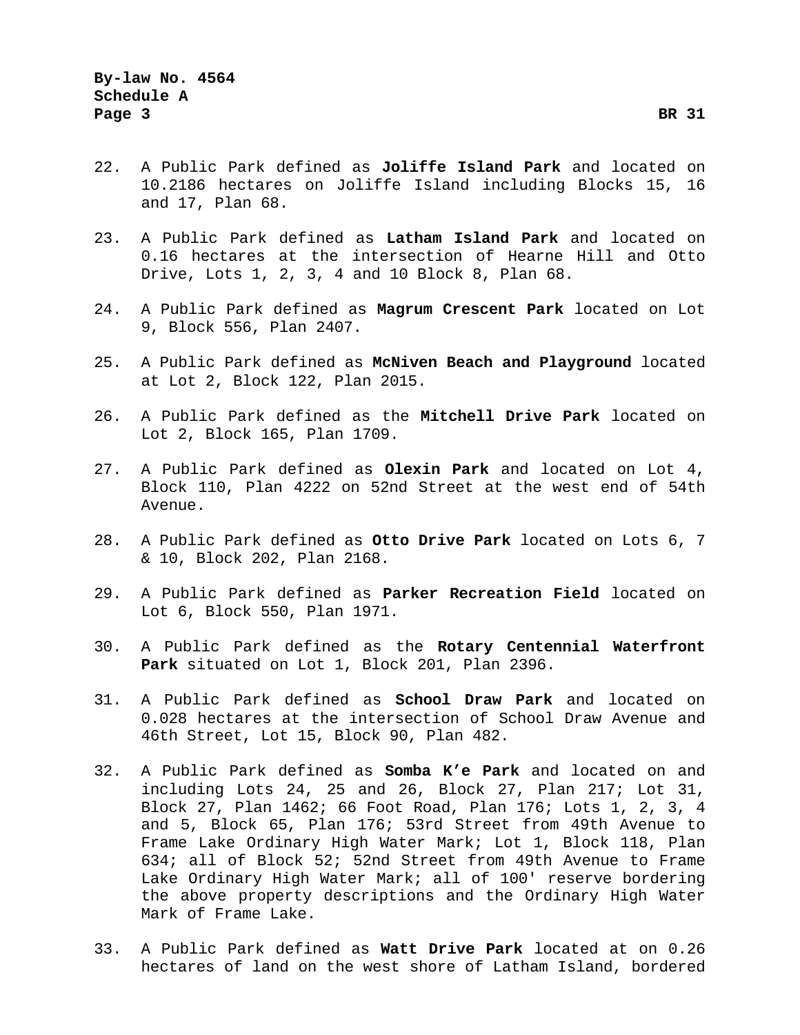22. A Public Park defined as **Joliffe Island Park** and located on 10.2186 hectares on Joliffe Island including Blocks 15, 16 and 17, Plan 68.

23. A Public Park defined as **Latham Island Park** and located on 0.16 hectares at the intersection of Hearne Hill and Otto Drive, Lots 1, 2, 3, 4 and 10 Block 8, Plan 68.

24. A Public Park defined as **Magrum Crescent Park** located on Lot 9, Block 556, Plan 2407.

25. A Public Park defined as **McNiven Beach and Playground** located at Lot 2, Block 122, Plan 2015.

26. A Public Park defined as the **Mitchell Drive Park** located on Lot 2, Block 165, Plan 1709.

27. A Public Park defined as **Olexin Park** and located on Lot 4, Block 110, Plan 4222 on 52nd Street at the west end of 54th Avenue.

28. A Public Park defined as **Otto Drive Park** located on Lots 6, 7 & 10, Block 202, Plan 2168.

29. A Public Park defined as **Parker Recreation Field** located on Lot 6, Block 550, Plan 1971.

30. A Public Park defined as the **Rotary Centennial Waterfront Park** situated on Lot 1, Block 201, Plan 2396.

31. A Public Park defined as **School Draw Park** and located on 0.028 hectares at the intersection of School Draw Avenue and 46th Street, Lot 15, Block 90, Plan 482.

32. A Public Park defined as **Somba K'e Park** and located on and including Lots 24, 25 and 26, Block 27, Plan 217; Lot 31, Block 27, Plan 1462; 66 Foot Road, Plan 176; Lots 1, 2, 3, 4 and 5, Block 65, Plan 176; 53rd Street from 49th Avenue to Frame Lake Ordinary High Water Mark; Lot 1, Block 118, Plan 634; all of Block 52; 52nd Street from 49th Avenue to Frame Lake Ordinary High Water Mark; all of 100' reserve bordering the above property descriptions and the Ordinary High Water Mark of Frame Lake.

33. A Public Park defined as **Watt Drive Park** located at on 0.26 hectares of land on the west shore of Latham Island, bordered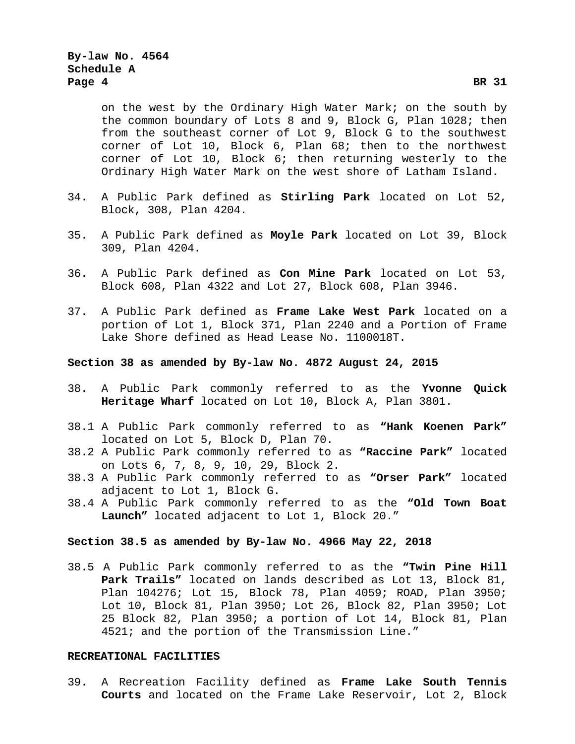on the west by the Ordinary High Water Mark; on the south by the common boundary of Lots 8 and 9, Block G, Plan 1028; then from the southeast corner of Lot 9, Block G to the southwest corner of Lot 10, Block 6, Plan 68; then to the northwest corner of Lot 10, Block 6; then returning westerly to the Ordinary High Water Mark on the west shore of Latham Island.

34. A Public Park defined as **Stirling Park** located on Lot 52, Block, 308, Plan 4204.

35. A Public Park defined as **Moyle Park** located on Lot 39, Block 309, Plan 4204.

36. A Public Park defined as **Con Mine Park** located on Lot 53, Block 608, Plan 4322 and Lot 27, Block 608, Plan 3946.

37. A Public Park defined as **Frame Lake West Park** located on a portion of Lot 1, Block 371, Plan 2240 and a Portion of Frame Lake Shore defined as Head Lease No. 1100018T.

**Section 38 as amended by By-law No. 4872 August 24, 2015**

38. A Public Park commonly referred to as the **Yvonne Quick Heritage Wharf** located on Lot 10, Block A, Plan 3801.

38.1 A Public Park commonly referred to as **"Hank Koenen Park"** located on Lot 5, Block D, Plan 70.

38.2 A Public Park commonly referred to as **"Raccine Park"** located on Lots 6, 7, 8, 9, 10, 29, Block 2.

38.3 A Public Park commonly referred to as **"Orser Park"** located adjacent to Lot 1, Block G.

38.4 A Public Park commonly referred to as the **"Old Town Boat Launch"** located adjacent to Lot 1, Block 20."

**Section 38.5 as amended by By-law No. 4966 May 22, 2018**

38.5 A Public Park commonly referred to as the **"Twin Pine Hill Park Trails"** located on lands described as Lot 13, Block 81, Plan 104276; Lot 15, Block 78, Plan 4059; ROAD, Plan 3950; Lot 10, Block 81, Plan 3950; Lot 26, Block 82, Plan 3950; Lot 25 Block 82, Plan 3950; a portion of Lot 14, Block 81, Plan 4521; and the portion of the Transmission Line."

**RECREATIONAL FACILITIES**

39. A Recreation Facility defined as **Frame Lake South Tennis Courts** and located on the Frame Lake Reservoir, Lot 2, Block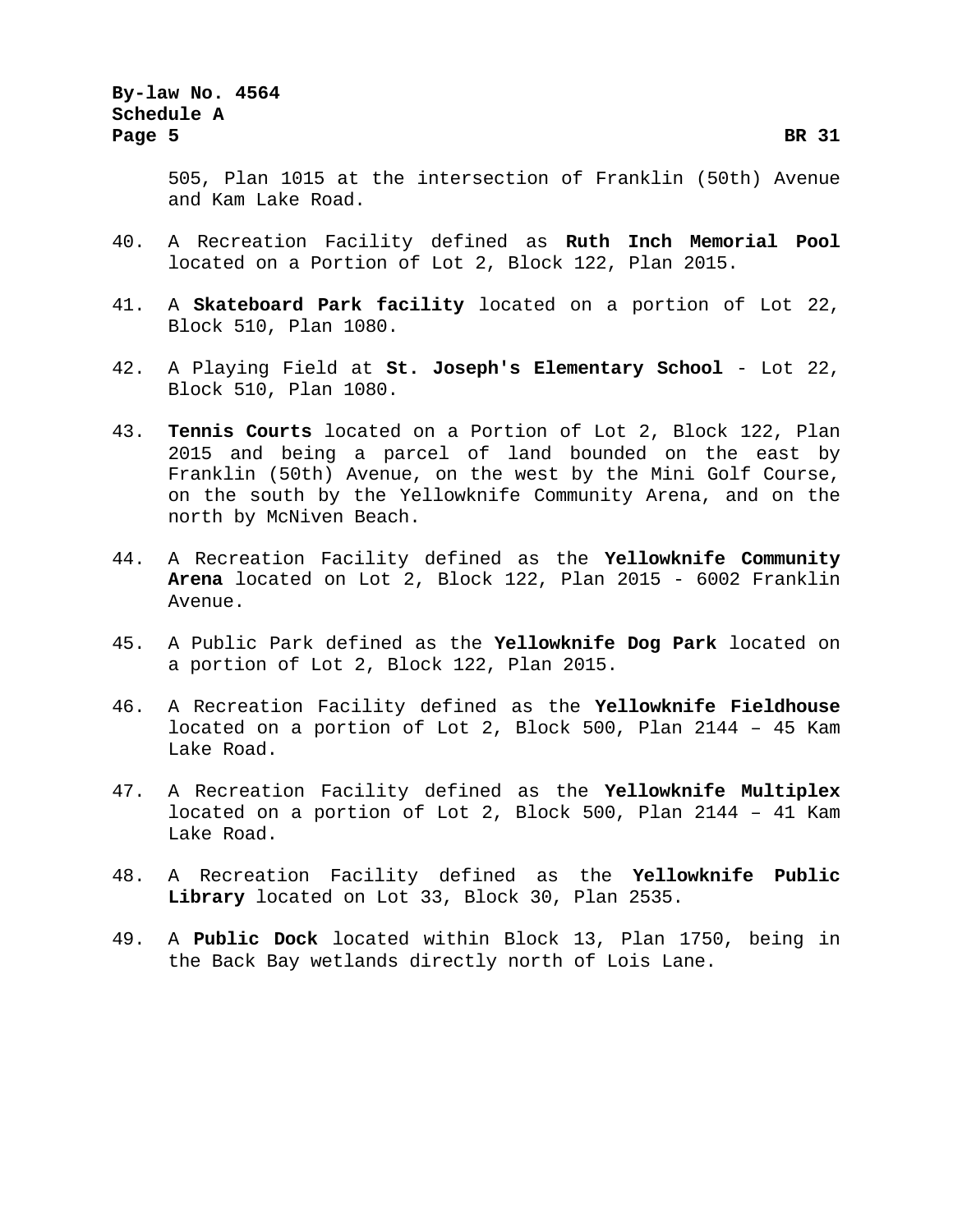505, Plan 1015 at the intersection of Franklin (50th) Avenue and Kam Lake Road.

40. A Recreation Facility defined as **Ruth Inch Memorial Pool** located on a Portion of Lot 2, Block 122, Plan 2015.

41. A **Skateboard Park facility** located on a portion of Lot 22, Block 510, Plan 1080.

42. A Playing Field at **St. Joseph's Elementary School** - Lot 22, Block 510, Plan 1080.

43. **Tennis Courts** located on a Portion of Lot 2, Block 122, Plan 2015 and being a parcel of land bounded on the east by Franklin (50th) Avenue, on the west by the Mini Golf Course, on the south by the Yellowknife Community Arena, and on the north by McNiven Beach.

44. A Recreation Facility defined as the **Yellowknife Community Arena** located on Lot 2, Block 122, Plan 2015 - 6002 Franklin Avenue.

45. A Public Park defined as the **Yellowknife Dog Park** located on a portion of Lot 2, Block 122, Plan 2015.

46. A Recreation Facility defined as the **Yellowknife Fieldhouse** located on a portion of Lot 2, Block 500, Plan 2144 – 45 Kam Lake Road.

47. A Recreation Facility defined as the **Yellowknife Multiplex** located on a portion of Lot 2, Block 500, Plan 2144 – 41 Kam Lake Road.

48. A Recreation Facility defined as the **Yellowknife Public Library** located on Lot 33, Block 30, Plan 2535.

49. A **Public Dock** located within Block 13, Plan 1750, being in the Back Bay wetlands directly north of Lois Lane.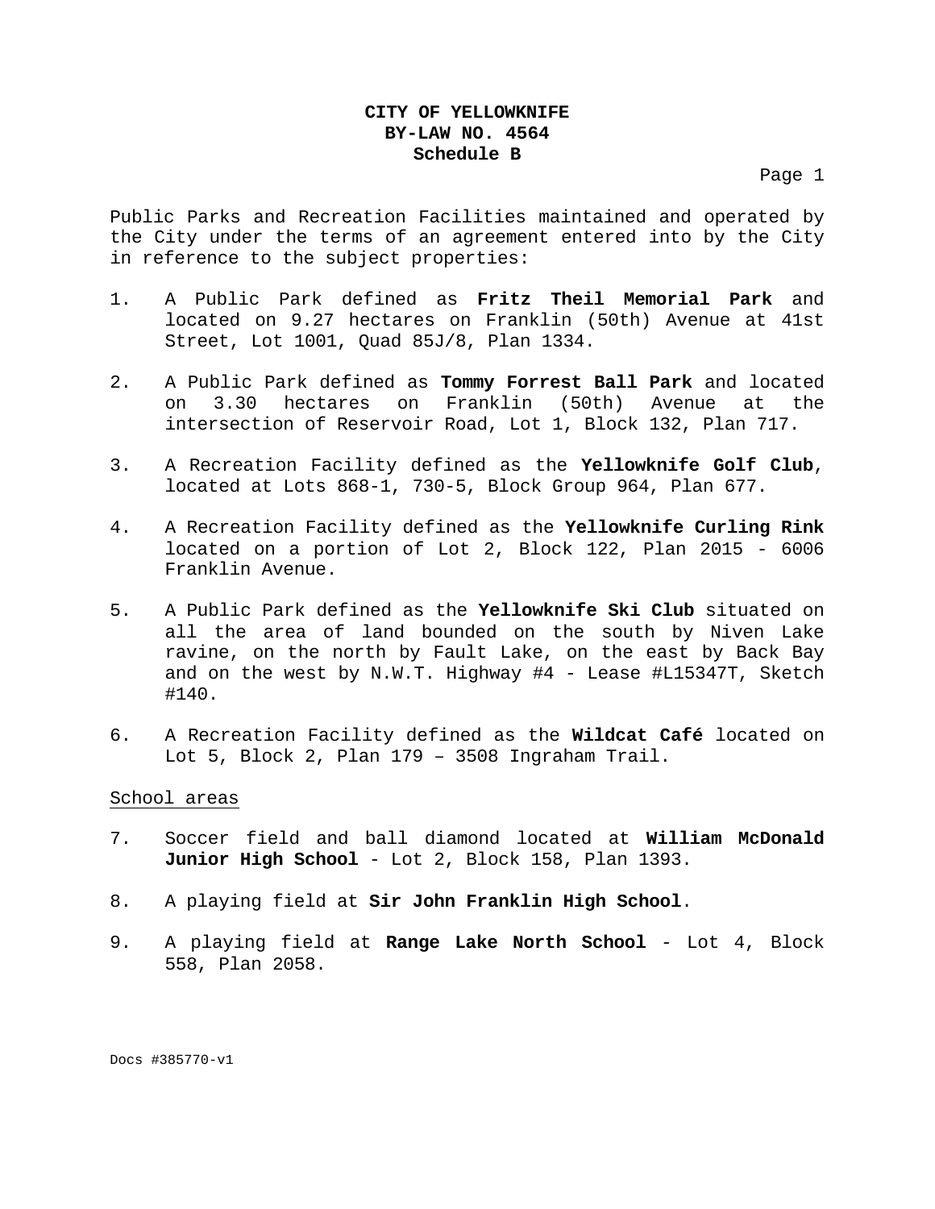**CITY OF YELLOWKNIFE**
**BY-LAW NO. 4564**
**Schedule B**

Page 1

Public Parks and Recreation Facilities maintained and operated by the City under the terms of an agreement entered into by the City in reference to the subject properties:

1. A Public Park defined as **Fritz Theil Memorial Park** and located on 9.27 hectares on Franklin (50th) Avenue at 41st Street, Lot 1001, Quad 85J/8, Plan 1334.

2. A Public Park defined as **Tommy Forrest Ball Park** and located on 3.30 hectares on Franklin (50th) Avenue at the intersection of Reservoir Road, Lot 1, Block 132, Plan 717.

3. A Recreation Facility defined as the **Yellowknife Golf Club**, located at Lots 868-1, 730-5, Block Group 964, Plan 677.

4. A Recreation Facility defined as the **Yellowknife Curling Rink** located on a portion of Lot 2, Block 122, Plan 2015 - 6006 Franklin Avenue.

5. A Public Park defined as the **Yellowknife Ski Club** situated on all the area of land bounded on the south by Niven Lake ravine, on the north by Fault Lake, on the east by Back Bay and on the west by N.W.T. Highway #4 - Lease #L15347T, Sketch #140.

6. A Recreation Facility defined as the **Wildcat Café** located on Lot 5, Block 2, Plan 179 – 3508 Ingraham Trail.

<u>School areas</u>

7. Soccer field and ball diamond located at **William McDonald Junior High School** - Lot 2, Block 158, Plan 1393.

8. A playing field at **Sir John Franklin High School**.

9. A playing field at **Range Lake North School** - Lot 4, Block 558, Plan 2058.

Docs #385770-v1